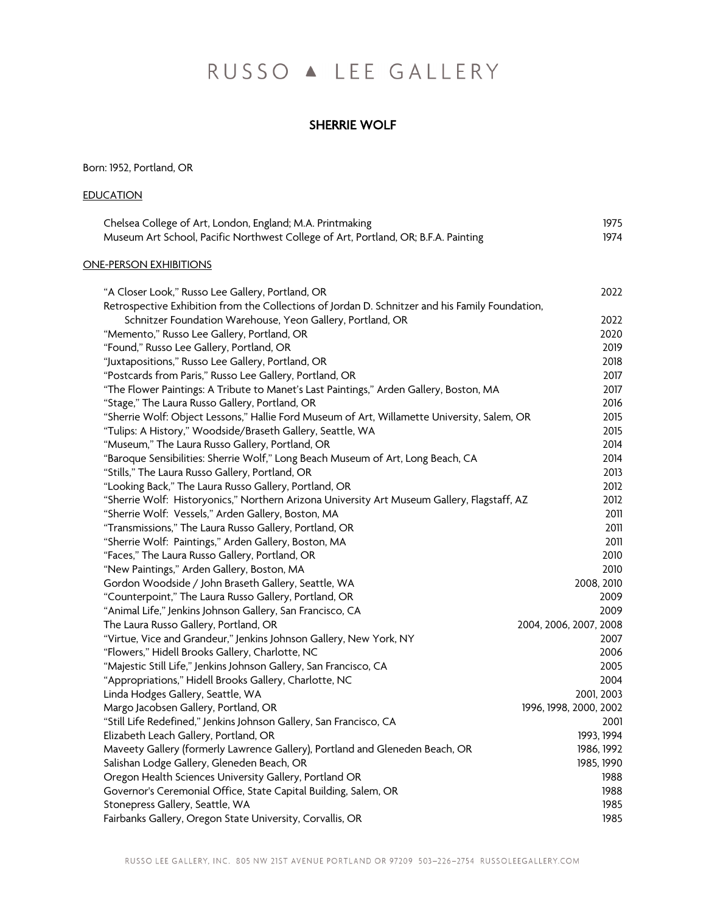# RUSSO ▲ LEE GALLERY

## SHERRIE WOLF

Born: 1952, Portland, OR

### EDUCATION

| | |
|---|---|
| Chelsea College of Art, London, England; M.A. Printmaking | 1975 |
| Museum Art School, Pacific Northwest College of Art, Portland, OR; B.F.A. Painting | 1974 |

### ONE-PERSON EXHIBITIONS

| | |
|---|---|
| "A Closer Look," Russo Lee Gallery, Portland, OR | 2022 |
| Retrospective Exhibition from the Collections of Jordan D. Schnitzer and his Family Foundation, Schnitzer Foundation Warehouse, Yeon Gallery, Portland, OR | 2022 |
| "Memento," Russo Lee Gallery, Portland, OR | 2020 |
| "Found," Russo Lee Gallery, Portland, OR | 2019 |
| "Juxtapositions," Russo Lee Gallery, Portland, OR | 2018 |
| "Postcards from Paris," Russo Lee Gallery, Portland, OR | 2017 |
| "The Flower Paintings: A Tribute to Manet's Last Paintings," Arden Gallery, Boston, MA | 2017 |
| "Stage," The Laura Russo Gallery, Portland, OR | 2016 |
| "Sherrie Wolf: Object Lessons," Hallie Ford Museum of Art, Willamette University, Salem, OR | 2015 |
| "Tulips: A History," Woodside/Braseth Gallery, Seattle, WA | 2015 |
| "Museum," The Laura Russo Gallery, Portland, OR | 2014 |
| "Baroque Sensibilities: Sherrie Wolf," Long Beach Museum of Art, Long Beach, CA | 2014 |
| "Stills," The Laura Russo Gallery, Portland, OR | 2013 |
| "Looking Back," The Laura Russo Gallery, Portland, OR | 2012 |
| "Sherrie Wolf: Historyonics," Northern Arizona University Art Museum Gallery, Flagstaff, AZ | 2012 |
| "Sherrie Wolf: Vessels," Arden Gallery, Boston, MA | 2011 |
| "Transmissions," The Laura Russo Gallery, Portland, OR | 2011 |
| "Sherrie Wolf: Paintings," Arden Gallery, Boston, MA | 2011 |
| "Faces," The Laura Russo Gallery, Portland, OR | 2010 |
| "New Paintings," Arden Gallery, Boston, MA | 2010 |
| Gordon Woodside / John Braseth Gallery, Seattle, WA | 2008, 2010 |
| "Counterpoint," The Laura Russo Gallery, Portland, OR | 2009 |
| "Animal Life," Jenkins Johnson Gallery, San Francisco, CA | 2009 |
| The Laura Russo Gallery, Portland, OR | 2004, 2006, 2007, 2008 |
| "Virtue, Vice and Grandeur," Jenkins Johnson Gallery, New York, NY | 2007 |
| "Flowers," Hidell Brooks Gallery, Charlotte, NC | 2006 |
| "Majestic Still Life," Jenkins Johnson Gallery, San Francisco, CA | 2005 |
| "Appropriations," Hidell Brooks Gallery, Charlotte, NC | 2004 |
| Linda Hodges Gallery, Seattle, WA | 2001, 2003 |
| Margo Jacobsen Gallery, Portland, OR | 1996, 1998, 2000, 2002 |
| "Still Life Redefined," Jenkins Johnson Gallery, San Francisco, CA | 2001 |
| Elizabeth Leach Gallery, Portland, OR | 1993, 1994 |
| Maveety Gallery (formerly Lawrence Gallery), Portland and Gleneden Beach, OR | 1986, 1992 |
| Salishan Lodge Gallery, Gleneden Beach, OR | 1985, 1990 |
| Oregon Health Sciences University Gallery, Portland OR | 1988 |
| Governor's Ceremonial Office, State Capital Building, Salem, OR | 1988 |
| Stonepress Gallery, Seattle, WA | 1985 |
| Fairbanks Gallery, Oregon State University, Corvallis, OR | 1985 |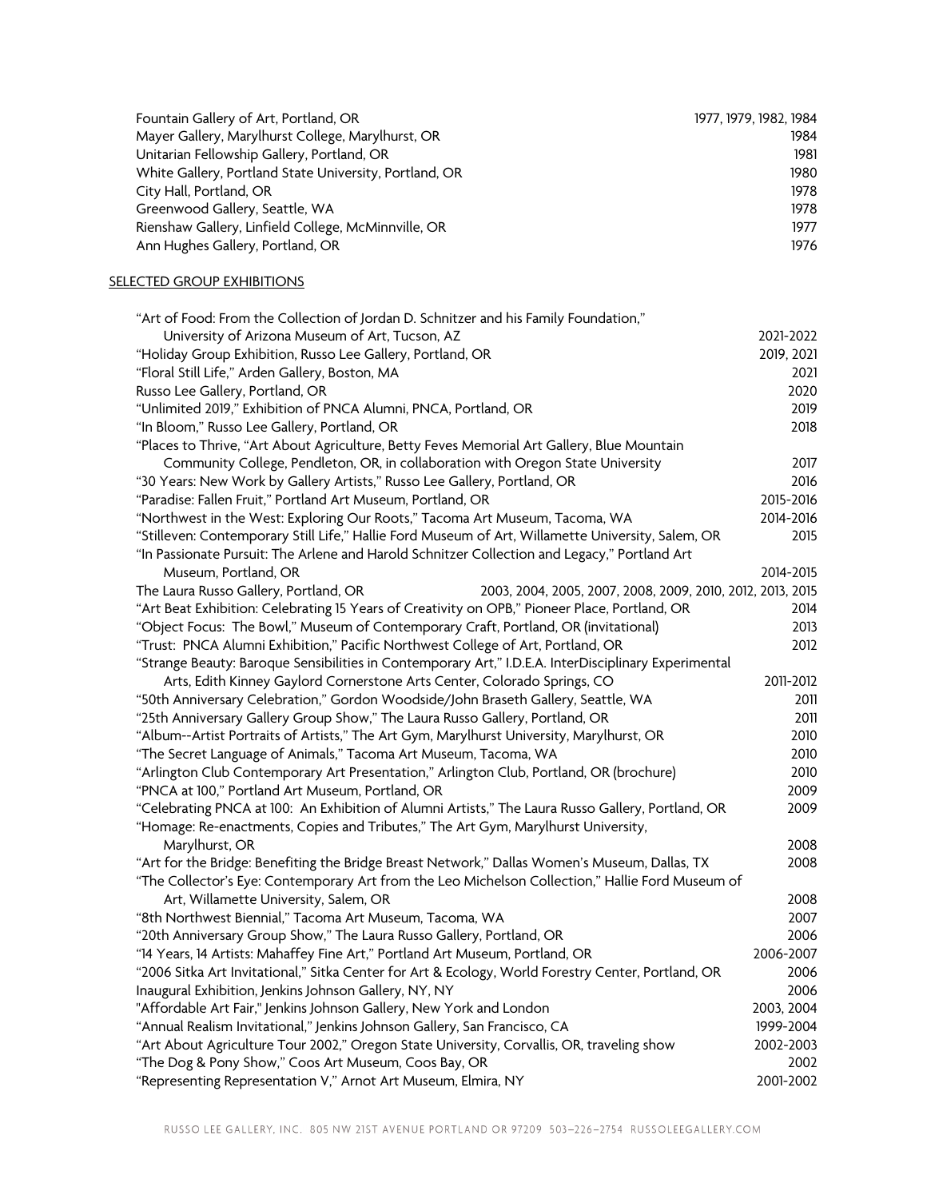Fountain Gallery of Art, Portland, OR 1977, 1979, 1982, 1984
Mayer Gallery, Marylhurst College, Marylhurst, OR 1984
Unitarian Fellowship Gallery, Portland, OR 1981
White Gallery, Portland State University, Portland, OR 1980
City Hall, Portland, OR 1978
Greenwood Gallery, Seattle, WA 1978
Rienshaw Gallery, Linfield College, McMinnville, OR 1977
Ann Hughes Gallery, Portland, OR 1976

## SELECTED GROUP EXHIBITIONS

"Art of Food: From the Collection of Jordan D. Schnitzer and his Family Foundation," University of Arizona Museum of Art, Tucson, AZ 2021-2022
"Holiday Group Exhibition, Russo Lee Gallery, Portland, OR 2019, 2021
"Floral Still Life," Arden Gallery, Boston, MA 2021
Russo Lee Gallery, Portland, OR 2020
"Unlimited 2019," Exhibition of PNCA Alumni, PNCA, Portland, OR 2019
"In Bloom," Russo Lee Gallery, Portland, OR 2018
"Places to Thrive, "Art About Agriculture, Betty Feves Memorial Art Gallery, Blue Mountain Community College, Pendleton, OR, in collaboration with Oregon State University 2017
"30 Years: New Work by Gallery Artists," Russo Lee Gallery, Portland, OR 2016
"Paradise: Fallen Fruit," Portland Art Museum, Portland, OR 2015-2016
"Northwest in the West: Exploring Our Roots," Tacoma Art Museum, Tacoma, WA 2014-2016
"Stilleven: Contemporary Still Life," Hallie Ford Museum of Art, Willamette University, Salem, OR 2015
"In Passionate Pursuit: The Arlene and Harold Schnitzer Collection and Legacy," Portland Art Museum, Portland, OR 2014-2015
The Laura Russo Gallery, Portland, OR 2003, 2004, 2005, 2007, 2008, 2009, 2010, 2012, 2013, 2015
"Art Beat Exhibition: Celebrating 15 Years of Creativity on OPB," Pioneer Place, Portland, OR 2014
"Object Focus: The Bowl," Museum of Contemporary Craft, Portland, OR (invitational) 2013
"Trust: PNCA Alumni Exhibition," Pacific Northwest College of Art, Portland, OR 2012
"Strange Beauty: Baroque Sensibilities in Contemporary Art," I.D.E.A. InterDisciplinary Experimental Arts, Edith Kinney Gaylord Cornerstone Arts Center, Colorado Springs, CO 2011-2012
"50th Anniversary Celebration," Gordon Woodside/John Braseth Gallery, Seattle, WA 2011
"25th Anniversary Gallery Group Show," The Laura Russo Gallery, Portland, OR 2011
"Album--Artist Portraits of Artists," The Art Gym, Marylhurst University, Marylhurst, OR 2010
"The Secret Language of Animals," Tacoma Art Museum, Tacoma, WA 2010
"Arlington Club Contemporary Art Presentation," Arlington Club, Portland, OR (brochure) 2010
"PNCA at 100," Portland Art Museum, Portland, OR 2009
"Celebrating PNCA at 100: An Exhibition of Alumni Artists," The Laura Russo Gallery, Portland, OR 2009
"Homage: Re-enactments, Copies and Tributes," The Art Gym, Marylhurst University, Marylhurst, OR 2008
"Art for the Bridge: Benefiting the Bridge Breast Network," Dallas Women's Museum, Dallas, TX 2008
"The Collector's Eye: Contemporary Art from the Leo Michelson Collection," Hallie Ford Museum of Art, Willamette University, Salem, OR 2008
"8th Northwest Biennial," Tacoma Art Museum, Tacoma, WA 2007
"20th Anniversary Group Show," The Laura Russo Gallery, Portland, OR 2006
"14 Years, 14 Artists: Mahaffey Fine Art," Portland Art Museum, Portland, OR 2006-2007
"2006 Sitka Art Invitational," Sitka Center for Art & Ecology, World Forestry Center, Portland, OR 2006
Inaugural Exhibition, Jenkins Johnson Gallery, NY, NY 2006
"Affordable Art Fair," Jenkins Johnson Gallery, New York and London 2003, 2004
"Annual Realism Invitational," Jenkins Johnson Gallery, San Francisco, CA 1999-2004
"Art About Agriculture Tour 2002," Oregon State University, Corvallis, OR, traveling show 2002-2003
"The Dog & Pony Show," Coos Art Museum, Coos Bay, OR 2002
"Representing Representation V," Arnot Art Museum, Elmira, NY 2001-2002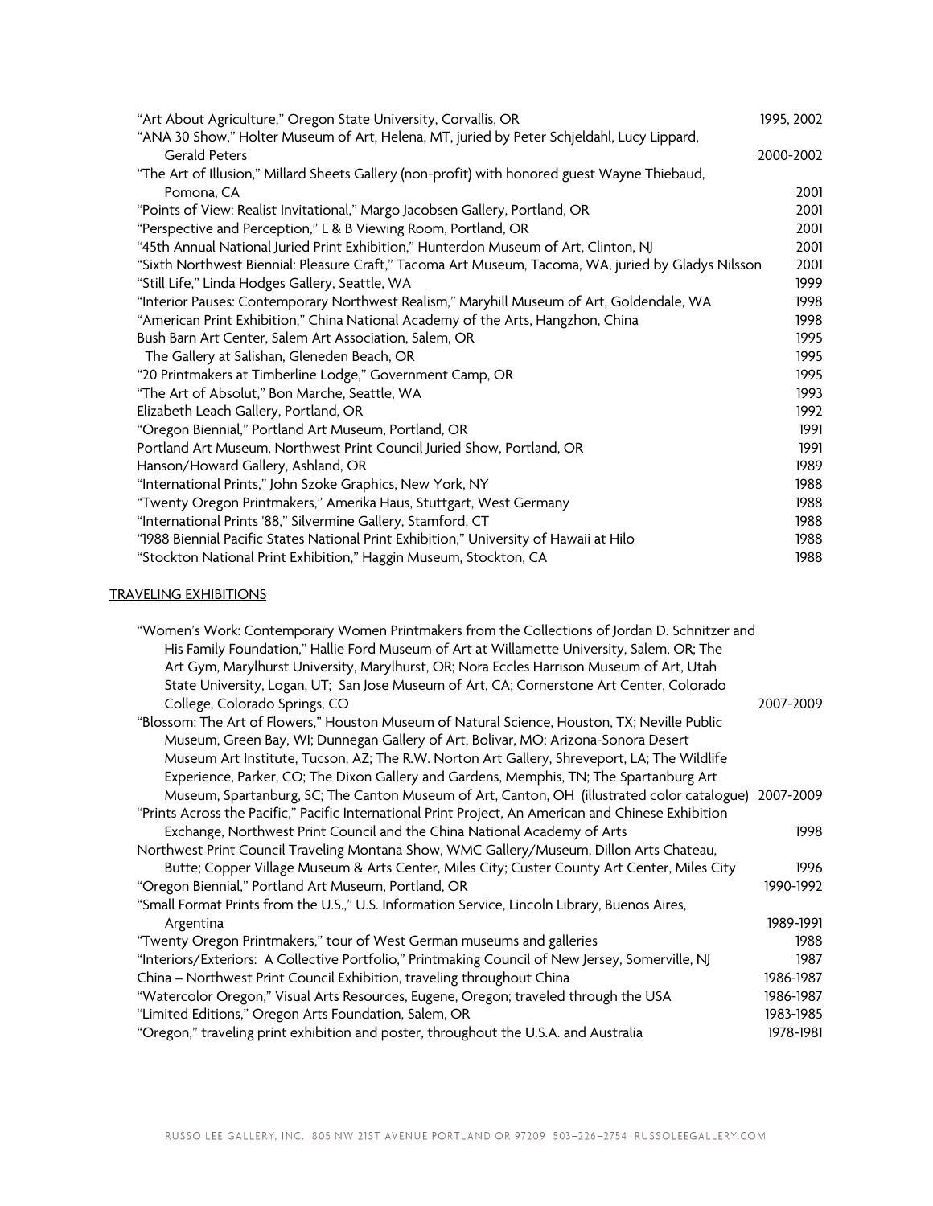"Art About Agriculture," Oregon State University, Corvallis, OR 1995, 2002
"ANA 30 Show," Holter Museum of Art, Helena, MT, juried by Peter Schjeldahl, Lucy Lippard, Gerald Peters 2000-2002
"The Art of Illusion," Millard Sheets Gallery (non-profit) with honored guest Wayne Thiebaud, Pomona, CA 2001
"Points of View: Realist Invitational," Margo Jacobsen Gallery, Portland, OR 2001
"Perspective and Perception," L & B Viewing Room, Portland, OR 2001
"45th Annual National Juried Print Exhibition," Hunterdon Museum of Art, Clinton, NJ 2001
"Sixth Northwest Biennial: Pleasure Craft," Tacoma Art Museum, Tacoma, WA, juried by Gladys Nilsson 2001
"Still Life," Linda Hodges Gallery, Seattle, WA 1999
"Interior Pauses: Contemporary Northwest Realism," Maryhill Museum of Art, Goldendale, WA 1998
"American Print Exhibition," China National Academy of the Arts, Hangzhon, China 1998
Bush Barn Art Center, Salem Art Association, Salem, OR 1995
The Gallery at Salishan, Gleneden Beach, OR 1995
"20 Printmakers at Timberline Lodge," Government Camp, OR 1995
"The Art of Absolut," Bon Marche, Seattle, WA 1993
Elizabeth Leach Gallery, Portland, OR 1992
"Oregon Biennial," Portland Art Museum, Portland, OR 1991
Portland Art Museum, Northwest Print Council Juried Show, Portland, OR 1991
Hanson/Howard Gallery, Ashland, OR 1989
"International Prints," John Szoke Graphics, New York, NY 1988
"Twenty Oregon Printmakers," Amerika Haus, Stuttgart, West Germany 1988
"International Prints '88," Silvermine Gallery, Stamford, CT 1988
"1988 Biennial Pacific States National Print Exhibition," University of Hawaii at Hilo 1988
"Stockton National Print Exhibition," Haggin Museum, Stockton, CA 1988

## TRAVELING EXHIBITIONS

"Women's Work: Contemporary Women Printmakers from the Collections of Jordan D. Schnitzer and His Family Foundation," Hallie Ford Museum of Art at Willamette University, Salem, OR; The Art Gym, Marylhurst University, Marylhurst, OR; Nora Eccles Harrison Museum of Art, Utah State University, Logan, UT; San Jose Museum of Art, CA; Cornerstone Art Center, Colorado College, Colorado Springs, CO 2007-2009
"Blossom: The Art of Flowers," Houston Museum of Natural Science, Houston, TX; Neville Public Museum, Green Bay, WI; Dunnegan Gallery of Art, Bolivar, MO; Arizona-Sonora Desert Museum Art Institute, Tucson, AZ; The R.W. Norton Art Gallery, Shreveport, LA; The Wildlife Experience, Parker, CO; The Dixon Gallery and Gardens, Memphis, TN; The Spartanburg Art Museum, Spartanburg, SC; The Canton Museum of Art, Canton, OH (illustrated color catalogue) 2007-2009
"Prints Across the Pacific," Pacific International Print Project, An American and Chinese Exhibition Exchange, Northwest Print Council and the China National Academy of Arts 1998
Northwest Print Council Traveling Montana Show, WMC Gallery/Museum, Dillon Arts Chateau, Butte; Copper Village Museum & Arts Center, Miles City; Custer County Art Center, Miles City 1996
"Oregon Biennial," Portland Art Museum, Portland, OR 1990-1992
"Small Format Prints from the U.S.," U.S. Information Service, Lincoln Library, Buenos Aires, Argentina 1989-1991
"Twenty Oregon Printmakers," tour of West German museums and galleries 1988
"Interiors/Exteriors: A Collective Portfolio," Printmaking Council of New Jersey, Somerville, NJ 1987
China – Northwest Print Council Exhibition, traveling throughout China 1986-1987
"Watercolor Oregon," Visual Arts Resources, Eugene, Oregon; traveled through the USA 1986-1987
"Limited Editions," Oregon Arts Foundation, Salem, OR 1983-1985
"Oregon," traveling print exhibition and poster, throughout the U.S.A. and Australia 1978-1981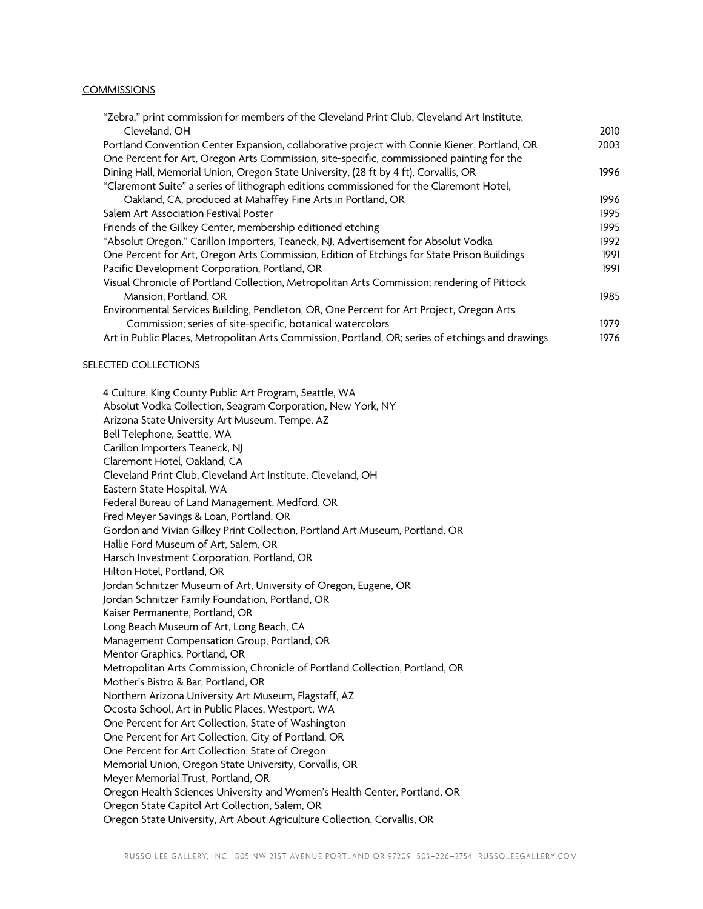## COMMISSIONS

| | |
|---|---|
| "Zebra," print commission for members of the Cleveland Print Club, Cleveland Art Institute, Cleveland, OH | 2010 |
| Portland Convention Center Expansion, collaborative project with Connie Kiener, Portland, OR | 2003 |
| One Percent for Art, Oregon Arts Commission, site-specific, commissioned painting for the Dining Hall, Memorial Union, Oregon State University, (28 ft by 4 ft), Corvallis, OR | 1996 |
| "Claremont Suite" a series of lithograph editions commissioned for the Claremont Hotel, Oakland, CA, produced at Mahaffey Fine Arts in Portland, OR | 1996 |
| Salem Art Association Festival Poster | 1995 |
| Friends of the Gilkey Center, membership editioned etching | 1995 |
| "Absolut Oregon," Carillon Importers, Teaneck, NJ, Advertisement for Absolut Vodka | 1992 |
| One Percent for Art, Oregon Arts Commission, Edition of Etchings for State Prison Buildings | 1991 |
| Pacific Development Corporation, Portland, OR | 1991 |
| Visual Chronicle of Portland Collection, Metropolitan Arts Commission; rendering of Pittock Mansion, Portland, OR | 1985 |
| Environmental Services Building, Pendleton, OR, One Percent for Art Project, Oregon Arts Commission; series of site-specific, botanical watercolors | 1979 |
| Art in Public Places, Metropolitan Arts Commission, Portland, OR; series of etchings and drawings | 1976 |

## SELECTED COLLECTIONS

4 Culture, King County Public Art Program, Seattle, WA
Absolut Vodka Collection, Seagram Corporation, New York, NY
Arizona State University Art Museum, Tempe, AZ
Bell Telephone, Seattle, WA
Carillon Importers Teaneck, NJ
Claremont Hotel, Oakland, CA
Cleveland Print Club, Cleveland Art Institute, Cleveland, OH
Eastern State Hospital, WA
Federal Bureau of Land Management, Medford, OR
Fred Meyer Savings & Loan, Portland, OR
Gordon and Vivian Gilkey Print Collection, Portland Art Museum, Portland, OR
Hallie Ford Museum of Art, Salem, OR
Harsch Investment Corporation, Portland, OR
Hilton Hotel, Portland, OR
Jordan Schnitzer Museum of Art, University of Oregon, Eugene, OR
Jordan Schnitzer Family Foundation, Portland, OR
Kaiser Permanente, Portland, OR
Long Beach Museum of Art, Long Beach, CA
Management Compensation Group, Portland, OR
Mentor Graphics, Portland, OR
Metropolitan Arts Commission, Chronicle of Portland Collection, Portland, OR
Mother's Bistro & Bar, Portland, OR
Northern Arizona University Art Museum, Flagstaff, AZ
Ocosta School, Art in Public Places, Westport, WA
One Percent for Art Collection, State of Washington
One Percent for Art Collection, City of Portland, OR
One Percent for Art Collection, State of Oregon
Memorial Union, Oregon State University, Corvallis, OR
Meyer Memorial Trust, Portland, OR
Oregon Health Sciences University and Women's Health Center, Portland, OR
Oregon State Capitol Art Collection, Salem, OR
Oregon State University, Art About Agriculture Collection, Corvallis, OR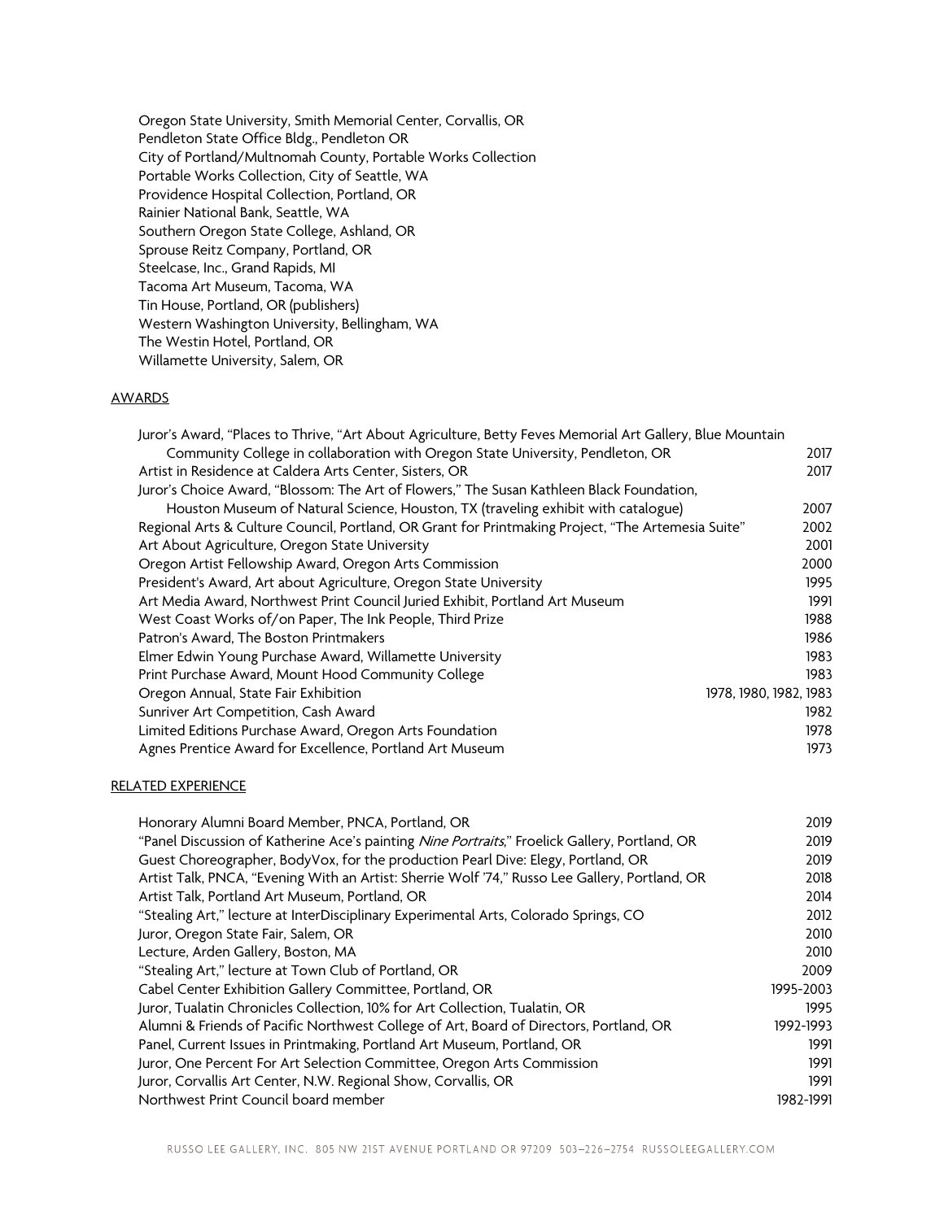Oregon State University, Smith Memorial Center, Corvallis, OR
Pendleton State Office Bldg., Pendleton OR
City of Portland/Multnomah County, Portable Works Collection
Portable Works Collection, City of Seattle, WA
Providence Hospital Collection, Portland, OR
Rainier National Bank, Seattle, WA
Southern Oregon State College, Ashland, OR
Sprouse Reitz Company, Portland, OR
Steelcase, Inc., Grand Rapids, MI
Tacoma Art Museum, Tacoma, WA
Tin House, Portland, OR (publishers)
Western Washington University, Bellingham, WA
The Westin Hotel, Portland, OR
Willamette University, Salem, OR

## AWARDS

| | |
|---|---|
| Juror's Award, "Places to Thrive, "Art About Agriculture, Betty Feves Memorial Art Gallery, Blue Mountain Community College in collaboration with Oregon State University, Pendleton, OR | 2017 |
| Artist in Residence at Caldera Arts Center, Sisters, OR | 2017 |
| Juror's Choice Award, "Blossom: The Art of Flowers," The Susan Kathleen Black Foundation, Houston Museum of Natural Science, Houston, TX (traveling exhibit with catalogue) | 2007 |
| Regional Arts & Culture Council, Portland, OR Grant for Printmaking Project, "The Artemesia Suite" | 2002 |
| Art About Agriculture, Oregon State University | 2001 |
| Oregon Artist Fellowship Award, Oregon Arts Commission | 2000 |
| President's Award, Art about Agriculture, Oregon State University | 1995 |
| Art Media Award, Northwest Print Council Juried Exhibit, Portland Art Museum | 1991 |
| West Coast Works of/on Paper, The Ink People, Third Prize | 1988 |
| Patron's Award, The Boston Printmakers | 1986 |
| Elmer Edwin Young Purchase Award, Willamette University | 1983 |
| Print Purchase Award, Mount Hood Community College | 1983 |
| Oregon Annual, State Fair Exhibition | 1978, 1980, 1982, 1983 |
| Sunriver Art Competition, Cash Award | 1982 |
| Limited Editions Purchase Award, Oregon Arts Foundation | 1978 |
| Agnes Prentice Award for Excellence, Portland Art Museum | 1973 |

## RELATED EXPERIENCE

| | |
|---|---|
| Honorary Alumni Board Member, PNCA, Portland, OR | 2019 |
| "Panel Discussion of Katherine Ace's painting *Nine Portraits*," Froelick Gallery, Portland, OR | 2019 |
| Guest Choreographer, BodyVox, for the production Pearl Dive: Elegy, Portland, OR | 2019 |
| Artist Talk, PNCA, "Evening With an Artist: Sherrie Wolf '74," Russo Lee Gallery, Portland, OR | 2018 |
| Artist Talk, Portland Art Museum, Portland, OR | 2014 |
| "Stealing Art," lecture at InterDisciplinary Experimental Arts, Colorado Springs, CO | 2012 |
| Juror, Oregon State Fair, Salem, OR | 2010 |
| Lecture, Arden Gallery, Boston, MA | 2010 |
| "Stealing Art," lecture at Town Club of Portland, OR | 2009 |
| Cabel Center Exhibition Gallery Committee, Portland, OR | 1995-2003 |
| Juror, Tualatin Chronicles Collection, 10% for Art Collection, Tualatin, OR | 1995 |
| Alumni & Friends of Pacific Northwest College of Art, Board of Directors, Portland, OR | 1992-1993 |
| Panel, Current Issues in Printmaking, Portland Art Museum, Portland, OR | 1991 |
| Juror, One Percent For Art Selection Committee, Oregon Arts Commission | 1991 |
| Juror, Corvallis Art Center, N.W. Regional Show, Corvallis, OR | 1991 |
| Northwest Print Council board member | 1982-1991 |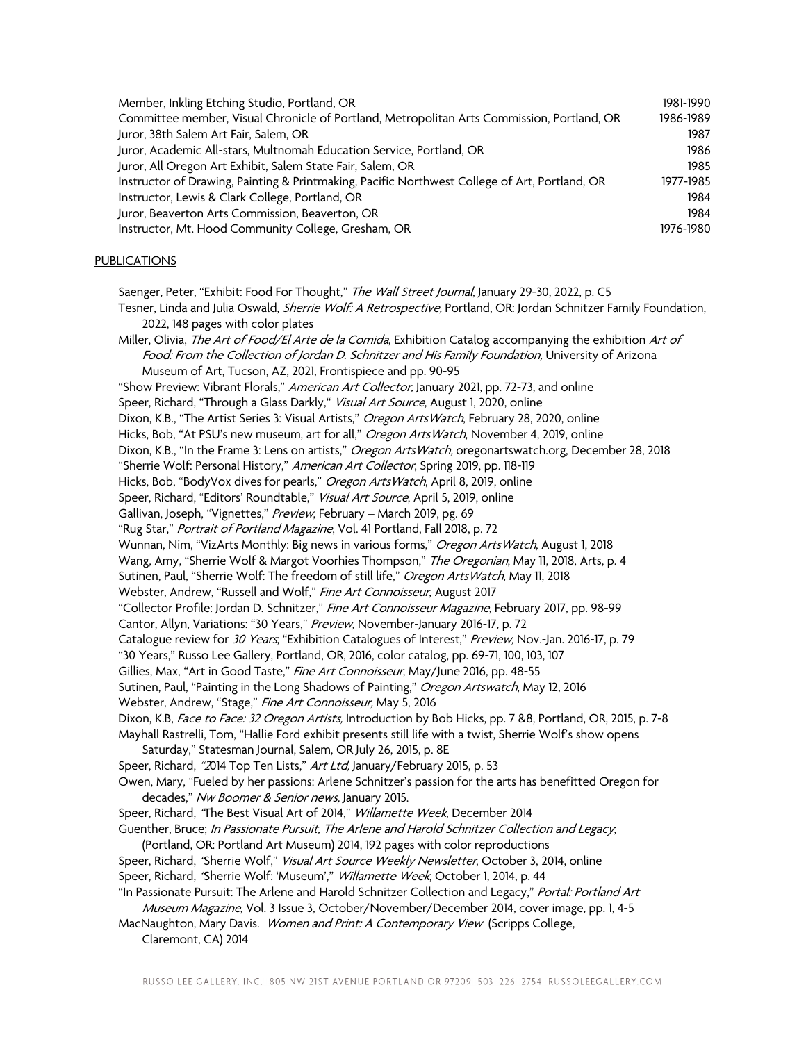| | |
|---|---|
| Member, Inkling Etching Studio, Portland, OR | 1981-1990 |
| Committee member, Visual Chronicle of Portland, Metropolitan Arts Commission, Portland, OR | 1986-1989 |
| Juror, 38th Salem Art Fair, Salem, OR | 1987 |
| Juror, Academic All-stars, Multnomah Education Service, Portland, OR | 1986 |
| Juror, All Oregon Art Exhibit, Salem State Fair, Salem, OR | 1985 |
| Instructor of Drawing, Painting & Printmaking, Pacific Northwest College of Art, Portland, OR | 1977-1985 |
| Instructor, Lewis & Clark College, Portland, OR | 1984 |
| Juror, Beaverton Arts Commission, Beaverton, OR | 1984 |
| Instructor, Mt. Hood Community College, Gresham, OR | 1976-1980 |

## PUBLICATIONS

Saenger, Peter, "Exhibit: Food For Thought," *The Wall Street Journal*, January 29-30, 2022, p. C5

Tesner, Linda and Julia Oswald, *Sherrie Wolf: A Retrospective,* Portland, OR: Jordan Schnitzer Family Foundation, 2022, 148 pages with color plates

Miller, Olivia, *The Art of Food/El Arte de la Comida*, Exhibition Catalog accompanying the exhibition *Art of Food: From the Collection of Jordan D. Schnitzer and His Family Foundation,* University of Arizona Museum of Art, Tucson, AZ, 2021, Frontispiece and pp. 90-95

"Show Preview: Vibrant Florals," *American Art Collector,* January 2021, pp. 72-73, and online

Speer, Richard, "Through a Glass Darkly," *Visual Art Source*, August 1, 2020, online

Dixon, K.B., "The Artist Series 3: Visual Artists," *Oregon ArtsWatch*, February 28, 2020, online

Hicks, Bob, "At PSU's new museum, art for all," *Oregon ArtsWatch*, November 4, 2019, online

Dixon, K.B., "In the Frame 3: Lens on artists," *Oregon ArtsWatch,* oregonartswatch.org, December 28, 2018

"Sherrie Wolf: Personal History," *American Art Collector*, Spring 2019, pp. 118-119

Hicks, Bob, "BodyVox dives for pearls," *Oregon ArtsWatch*, April 8, 2019, online

Speer, Richard, "Editors' Roundtable," *Visual Art Source*, April 5, 2019, online

Gallivan, Joseph, "Vignettes," *Preview*, February – March 2019, pg. 69

"Rug Star," *Portrait of Portland Magazine*, Vol. 41 Portland, Fall 2018, p. 72

Wunnan, Nim, "VizArts Monthly: Big news in various forms," *Oregon ArtsWatch*, August 1, 2018

Wang, Amy, "Sherrie Wolf & Margot Voorhies Thompson," *The Oregonian*, May 11, 2018, Arts, p. 4

Sutinen, Paul, "Sherrie Wolf: The freedom of still life," *Oregon ArtsWatch*, May 11, 2018

Webster, Andrew, "Russell and Wolf," *Fine Art Connoisseur*, August 2017

"Collector Profile: Jordan D. Schnitzer," *Fine Art Connoisseur Magazine*, February 2017, pp. 98-99

Cantor, Allyn, Variations: "30 Years," *Preview,* November-January 2016-17, p. 72

Catalogue review for *30 Years*, "Exhibition Catalogues of Interest," *Preview,* Nov.-Jan. 2016-17, p. 79

"30 Years," Russo Lee Gallery, Portland, OR, 2016, color catalog, pp. 69-71, 100, 103, 107

Gillies, Max, "Art in Good Taste," *Fine Art Connoisseur*, May/June 2016, pp. 48-55

Sutinen, Paul, "Painting in the Long Shadows of Painting," *Oregon Artswatch*, May 12, 2016

Webster, Andrew, "Stage," *Fine Art Connoisseur,* May 5, 2016

Dixon, K.B, *Face to Face: 32 Oregon Artists,* Introduction by Bob Hicks, pp. 7 &8, Portland, OR, 2015, p. 7-8

Mayhall Rastrelli, Tom, "Hallie Ford exhibit presents still life with a twist, Sherrie Wolf's show opens Saturday," Statesman Journal, Salem, OR July 26, 2015, p. 8E

Speer, Richard, "2014 Top Ten Lists," *Art Ltd,* January/February 2015, p. 53

Owen, Mary, "Fueled by her passions: Arlene Schnitzer's passion for the arts has benefitted Oregon for decades," *Nw Boomer & Senior news,* January 2015.

Speer, Richard, "The Best Visual Art of 2014," *Willamette Week*, December 2014

Guenther, Bruce; *In Passionate Pursuit, The Arlene and Harold Schnitzer Collection and Legacy*, (Portland, OR: Portland Art Museum) 2014, 192 pages with color reproductions

Speer, Richard, "Sherrie Wolf," *Visual Art Source Weekly Newsletter*, October 3, 2014, online

Speer, Richard, "Sherrie Wolf: 'Museum'," *Willamette Week*, October 1, 2014, p. 44

"In Passionate Pursuit: The Arlene and Harold Schnitzer Collection and Legacy," *Portal: Portland Art Museum Magazine*, Vol. 3 Issue 3, October/November/December 2014, cover image, pp. 1, 4-5

MacNaughton, Mary Davis. *Women and Print: A Contemporary View* (Scripps College, Claremont, CA) 2014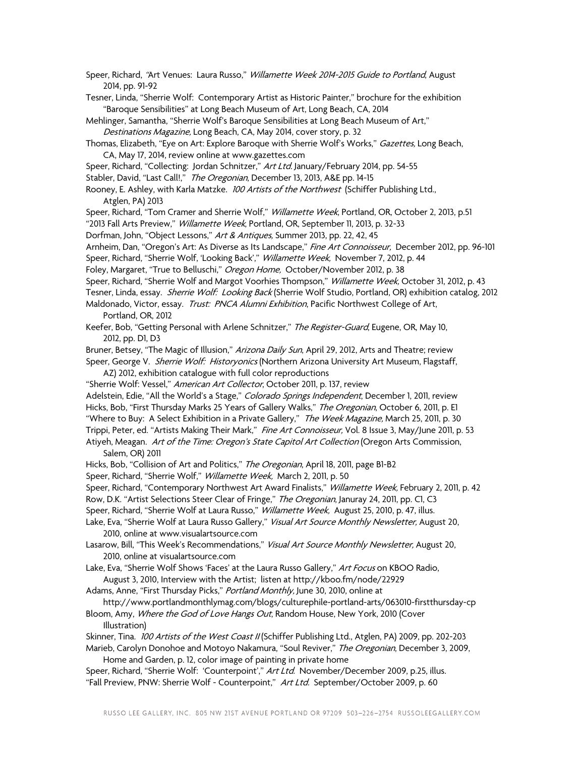Speer, Richard, "Art Venues: Laura Russo," *Willamette Week 2014-2015 Guide to Portland*, August 2014, pp. 91-92

Tesner, Linda, "Sherrie Wolf: Contemporary Artist as Historic Painter," brochure for the exhibition "Baroque Sensibilities" at Long Beach Museum of Art, Long Beach, CA, 2014

Mehlinger, Samantha, "Sherrie Wolf's Baroque Sensibilities at Long Beach Museum of Art," *Destinations Magazine*, Long Beach, CA, May 2014, cover story, p. 32

Thomas, Elizabeth, "Eye on Art: Explore Baroque with Sherrie Wolf's Works," *Gazettes*, Long Beach, CA, May 17, 2014, review online at www.gazettes.com

Speer, Richard, "Collecting: Jordan Schnitzer," *Art Ltd.* January/February 2014, pp. 54-55

Stabler, David, "Last Call!," *The Oregonian*, December 13, 2013, A&E pp. 14-15

Rooney, E. Ashley, with Karla Matzke. *100 Artists of the Northwest* (Schiffer Publishing Ltd., Atglen, PA) 2013

Speer, Richard, "Tom Cramer and Sherrie Wolf," *Willamette Week*, Portland, OR, October 2, 2013, p.51

"2013 Fall Arts Preview," *Willamette Week*, Portland, OR, September 11, 2013, p. 32-33

Dorfman, John, "Object Lessons," *Art & Antiques*, Summer 2013, pp. 22, 42, 45

Arnheim, Dan, "Oregon's Art: As Diverse as Its Landscape," *Fine Art Connoisseur*, December 2012, pp. 96-101

Speer, Richard, "Sherrie Wolf, 'Looking Back'," *Willamette Week*, November 7, 2012, p. 44

Foley, Margaret, "True to Belluschi," *Oregon Home*, October/November 2012, p. 38

Speer, Richard, "Sherrie Wolf and Margot Voorhies Thompson," *Willamette Week*, October 31, 2012, p. 43

Tesner, Linda, essay. *Sherrie Wolf: Looking Back* (Sherrie Wolf Studio, Portland, OR) exhibition catalog, 2012

Maldonado, Victor, essay. *Trust: PNCA Alumni Exhibition*, Pacific Northwest College of Art, Portland, OR, 2012

Keefer, Bob, "Getting Personal with Arlene Schnitzer," *The Register-Guard*, Eugene, OR, May 10, 2012, pp. D1, D3

Bruner, Betsey, "The Magic of Illusion," *Arizona Daily Sun*, April 29, 2012, Arts and Theatre; review

Speer, George V. *Sherrie Wolf: Historyonics* (Northern Arizona University Art Museum, Flagstaff, AZ) 2012, exhibition catalogue with full color reproductions

"Sherrie Wolf: Vessel," *American Art Collector*, October 2011, p. 137, review

Adelstein, Edie, "All the World's a Stage," *Colorado Springs Independent*, December 1, 2011, review

Hicks, Bob, "First Thursday Marks 25 Years of Gallery Walks," *The Oregonian*, October 6, 2011, p. E1

"Where to Buy: A Select Exhibition in a Private Gallery," *The Week Magazine*, March 25, 2011, p. 30

Trippi, Peter, ed. "Artists Making Their Mark," *Fine Art Connoisseur*, Vol. 8 Issue 3, May/June 2011, p. 53

Atiyeh, Meagan. *Art of the Time: Oregon's State Capitol Art Collection* (Oregon Arts Commission, Salem, OR) 2011

Hicks, Bob, "Collision of Art and Politics," *The Oregonian*, April 18, 2011, page B1-B2

Speer, Richard, "Sherrie Wolf," *Willamette Week*, March 2, 2011, p. 50

Speer, Richard, "Contemporary Northwest Art Award Finalists," *Willamette Week*, February 2, 2011, p. 42

Row, D.K. "Artist Selections Steer Clear of Fringe," *The Oregonian*, Januray 24, 2011, pp. C1, C3

Speer, Richard, "Sherrie Wolf at Laura Russo," *Willamette Week*, August 25, 2010, p. 47, illus.

Lake, Eva, "Sherrie Wolf at Laura Russo Gallery," *Visual Art Source Monthly Newsletter*, August 20, 2010, online at www.visualartsource.com

Lasarow, Bill, "This Week's Recommendations," *Visual Art Source Monthly Newsletter*, August 20, 2010, online at visualartsource.com

Lake, Eva, "Sherrie Wolf Shows 'Faces' at the Laura Russo Gallery," *Art Focus* on KBOO Radio, August 3, 2010, Interview with the Artist; listen at http://kboo.fm/node/22929

Adams, Anne, "First Thursday Picks," *Portland Monthly*, June 30, 2010, online at http://www.portlandmonthlymag.com/blogs/culturephile-portland-arts/063010-firstthursday-cp

Bloom, Amy, *Where the God of Love Hangs Out*, Random House, New York, 2010 (Cover Illustration)

Skinner, Tina. *100 Artists of the West Coast II* (Schiffer Publishing Ltd., Atglen, PA) 2009, pp. 202-203

Marieb, Carolyn Donohoe and Motoyo Nakamura, "Soul Reviver," *The Oregonian*, December 3, 2009, Home and Garden, p. 12, color image of painting in private home

Speer, Richard, "Sherrie Wolf: 'Counterpoint'," *Art Ltd.* November/December 2009, p.25, illus.

"Fall Preview, PNW: Sherrie Wolf - Counterpoint," *Art Ltd.* September/October 2009, p. 60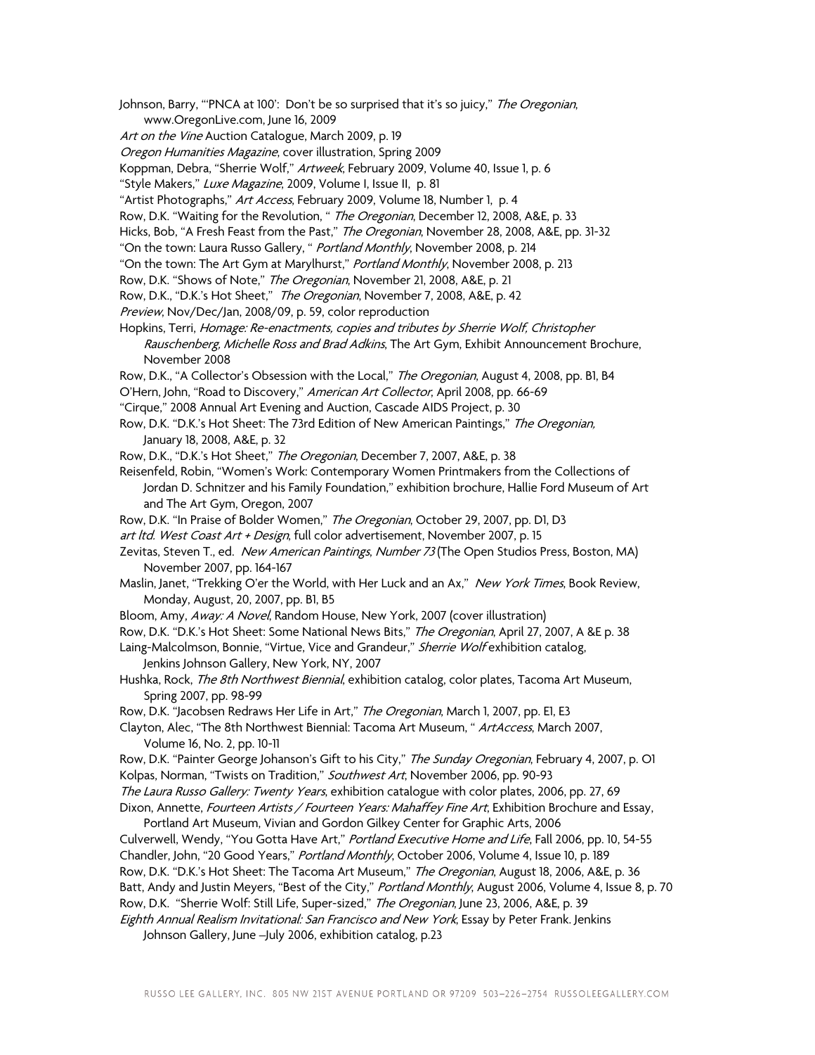Johnson, Barry, "'PNCA at 100': Don't be so surprised that it's so juicy," *The Oregonian*, www.OregonLive.com, June 16, 2009

*Art on the Vine* Auction Catalogue, March 2009, p. 19

*Oregon Humanities Magazine*, cover illustration, Spring 2009

Koppman, Debra, "Sherrie Wolf," *Artweek*, February 2009, Volume 40, Issue 1, p. 6

"Style Makers," *Luxe Magazine*, 2009, Volume I, Issue II, p. 81

"Artist Photographs," *Art Access*, February 2009, Volume 18, Number 1, p. 4

Row, D.K. "Waiting for the Revolution, " *The Oregonian*, December 12, 2008, A&E, p. 33

Hicks, Bob, "A Fresh Feast from the Past," *The Oregonian*, November 28, 2008, A&E, pp. 31-32

"On the town: Laura Russo Gallery, " *Portland Monthly*, November 2008, p. 214

"On the town: The Art Gym at Marylhurst," *Portland Monthly*, November 2008, p. 213

Row, D.K. "Shows of Note," *The Oregonian*, November 21, 2008, A&E, p. 21

Row, D.K., "D.K.'s Hot Sheet," *The Oregonian*, November 7, 2008, A&E, p. 42

*Preview*, Nov/Dec/Jan, 2008/09, p. 59, color reproduction

Hopkins, Terri, *Homage: Re-enactments, copies and tributes by Sherrie Wolf, Christopher Rauschenberg, Michelle Ross and Brad Adkins*, The Art Gym, Exhibit Announcement Brochure, November 2008

Row, D.K., "A Collector's Obsession with the Local," *The Oregonian*, August 4, 2008, pp. B1, B4

O'Hern, John, "Road to Discovery," *American Art Collector*, April 2008, pp. 66-69

"Cirque," 2008 Annual Art Evening and Auction, Cascade AIDS Project, p. 30

Row, D.K. "D.K.'s Hot Sheet: The 73rd Edition of New American Paintings," *The Oregonian,* January 18, 2008, A&E, p. 32

Row, D.K., "D.K.'s Hot Sheet," *The Oregonian*, December 7, 2007, A&E, p. 38

Reisenfeld, Robin, "Women's Work: Contemporary Women Printmakers from the Collections of Jordan D. Schnitzer and his Family Foundation," exhibition brochure, Hallie Ford Museum of Art and The Art Gym, Oregon, 2007

Row, D.K. "In Praise of Bolder Women," *The Oregonian*, October 29, 2007, pp. D1, D3

*art ltd. West Coast Art + Design*, full color advertisement, November 2007, p. 15

Zevitas, Steven T., ed. *New American Paintings*, *Number 73* (The Open Studios Press, Boston, MA) November 2007, pp. 164-167

Maslin, Janet, "Trekking O'er the World, with Her Luck and an Ax," *New York Times*, Book Review, Monday, August, 20, 2007, pp. B1, B5

Bloom, Amy, *Away: A Novel*, Random House, New York, 2007 (cover illustration)

Row, D.K. "D.K.'s Hot Sheet: Some National News Bits," *The Oregonian*, April 27, 2007, A &E p. 38

Laing-Malcolmson, Bonnie, "Virtue, Vice and Grandeur," *Sherrie Wolf* exhibition catalog, Jenkins Johnson Gallery, New York, NY, 2007

Hushka, Rock, *The 8th Northwest Biennial*, exhibition catalog, color plates, Tacoma Art Museum, Spring 2007, pp. 98-99

Row, D.K. "Jacobsen Redraws Her Life in Art," *The Oregonian*, March 1, 2007, pp. E1, E3

Clayton, Alec, "The 8th Northwest Biennial: Tacoma Art Museum, " *ArtAccess*, March 2007, Volume 16, No. 2, pp. 10-11

Row, D.K. "Painter George Johanson's Gift to his City," *The Sunday Oregonian*, February 4, 2007, p. O1

Kolpas, Norman, "Twists on Tradition," *Southwest Art*, November 2006, pp. 90-93

*The Laura Russo Gallery: Twenty Years*, exhibition catalogue with color plates, 2006, pp. 27, 69

Dixon, Annette, *Fourteen Artists / Fourteen Years: Mahaffey Fine Art*, Exhibition Brochure and Essay, Portland Art Museum, Vivian and Gordon Gilkey Center for Graphic Arts, 2006

Culverwell, Wendy, "You Gotta Have Art," *Portland Executive Home and Life*, Fall 2006, pp. 10, 54-55

Chandler, John, "20 Good Years," *Portland Monthly*, October 2006, Volume 4, Issue 10, p. 189

Row, D.K. "D.K.'s Hot Sheet: The Tacoma Art Museum," *The Oregonian*, August 18, 2006, A&E, p. 36

Batt, Andy and Justin Meyers, "Best of the City," *Portland Monthly*, August 2006, Volume 4, Issue 8, p. 70

Row, D.K. "Sherrie Wolf: Still Life, Super-sized," *The Oregonian*, June 23, 2006, A&E, p. 39

*Eighth Annual Realism Invitational: San Francisco and New York*, Essay by Peter Frank. Jenkins Johnson Gallery, June –July 2006, exhibition catalog, p.23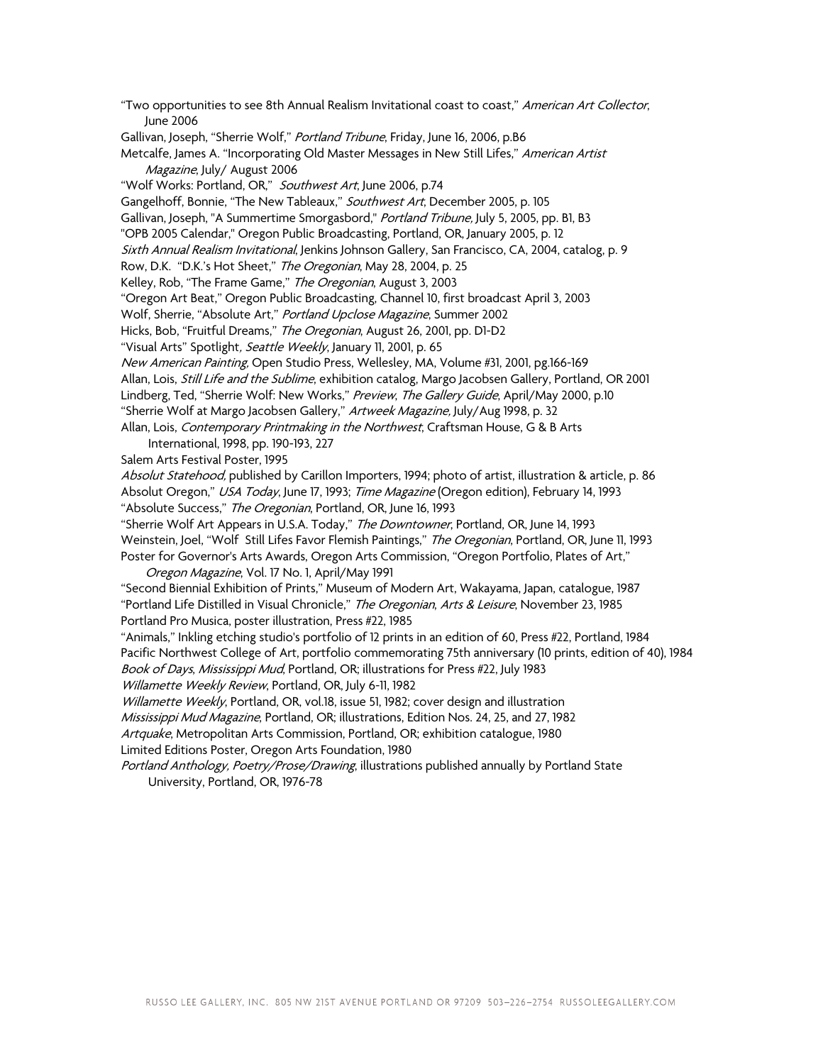"Two opportunities to see 8th Annual Realism Invitational coast to coast," *American Art Collector*, June 2006

Gallivan, Joseph, "Sherrie Wolf," *Portland Tribune*, Friday, June 16, 2006, p.B6

Metcalfe, James A. "Incorporating Old Master Messages in New Still Lifes," *American Artist Magazine*, July/ August 2006

"Wolf Works: Portland, OR," *Southwest Art*, June 2006, p.74

Gangelhoff, Bonnie, "The New Tableaux," *Southwest Art*, December 2005, p. 105

Gallivan, Joseph, "A Summertime Smorgasbord," *Portland Tribune,* July 5, 2005, pp. B1, B3

"OPB 2005 Calendar," Oregon Public Broadcasting, Portland, OR, January 2005, p. 12

*Sixth Annual Realism Invitational*, Jenkins Johnson Gallery, San Francisco, CA, 2004, catalog, p. 9

Row, D.K. "D.K.'s Hot Sheet," *The Oregonian*, May 28, 2004, p. 25

Kelley, Rob, "The Frame Game," *The Oregonian*, August 3, 2003

"Oregon Art Beat," Oregon Public Broadcasting, Channel 10, first broadcast April 3, 2003

Wolf, Sherrie, "Absolute Art," *Portland Upclose Magazine*, Summer 2002

Hicks, Bob, "Fruitful Dreams," *The Oregonian*, August 26, 2001, pp. D1-D2

"Visual Arts" Spotlight*, Seattle Weekly*, January 11, 2001, p. 65

*New American Painting,* Open Studio Press, Wellesley, MA, Volume #31, 2001, pg.166-169

Allan, Lois, *Still Life and the Sublime*, exhibition catalog, Margo Jacobsen Gallery, Portland, OR 2001

Lindberg, Ted, "Sherrie Wolf: New Works," *Preview*, *The Gallery Guide*, April/May 2000, p.10

"Sherrie Wolf at Margo Jacobsen Gallery," *Artweek Magazine,* July/Aug 1998, p. 32

Allan, Lois, *Contemporary Printmaking in the Northwest*, Craftsman House, G & B Arts International, 1998, pp. 190-193, 227

Salem Arts Festival Poster, 1995

*Absolut Statehood,* published by Carillon Importers, 1994; photo of artist, illustration & article, p. 86

Absolut Oregon," *USA Today*, June 17, 1993; *Time Magazine* (Oregon edition), February 14, 1993

"Absolute Success," *The Oregonian*, Portland, OR, June 16, 1993

"Sherrie Wolf Art Appears in U.S.A. Today," *The Downtowner*, Portland, OR, June 14, 1993

Weinstein, Joel, "Wolf Still Lifes Favor Flemish Paintings," *The Oregonian*, Portland, OR, June 11, 1993

Poster for Governor's Arts Awards, Oregon Arts Commission, "Oregon Portfolio, Plates of Art," *Oregon Magazine*, Vol. 17 No. 1, April/May 1991

"Second Biennial Exhibition of Prints," Museum of Modern Art, Wakayama, Japan, catalogue, 1987

"Portland Life Distilled in Visual Chronicle," *The Oregonian*, *Arts & Leisure*, November 23, 1985

Portland Pro Musica, poster illustration, Press #22, 1985

"Animals," Inkling etching studio's portfolio of 12 prints in an edition of 60, Press #22, Portland, 1984

Pacific Northwest College of Art, portfolio commemorating 75th anniversary (10 prints, edition of 40), 1984

*Book of Days*, *Mississippi Mud*, Portland, OR; illustrations for Press #22, July 1983

*Willamette Weekly Review*, Portland, OR, July 6-11, 1982

*Willamette Weekly*, Portland, OR, vol.18, issue 51, 1982; cover design and illustration

*Mississippi Mud Magazine*, Portland, OR; illustrations, Edition Nos. 24, 25, and 27, 1982

*Artquake*, Metropolitan Arts Commission, Portland, OR; exhibition catalogue, 1980

Limited Editions Poster, Oregon Arts Foundation, 1980

*Portland Anthology, Poetry/Prose/Drawing*, illustrations published annually by Portland State University, Portland, OR, 1976-78